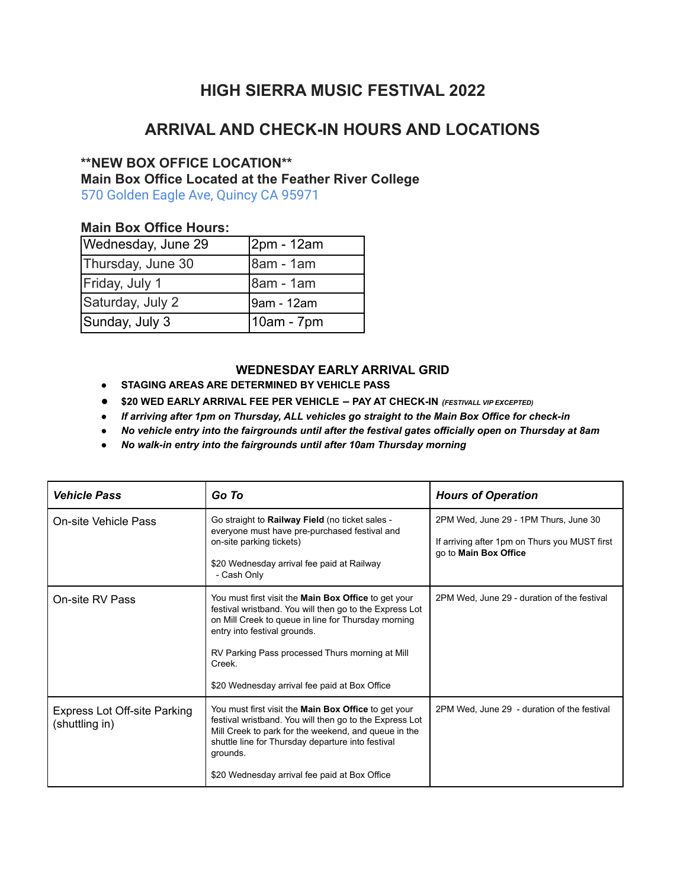# HIGH SIERRA MUSIC FESTIVAL 2022

## ARRIVAL AND CHECK-IN HOURS AND LOCATIONS

**\*\*NEW BOX OFFICE LOCATION\*\***
**Main Box Office Located at the Feather River College**
570 Golden Eagle Ave, Quincy CA 95971

**Main Box Office Hours:**

| | |
|---|---|
| Wednesday, June 29 | 2pm - 12am |
| Thursday, June 30 | 8am - 1am |
| Friday, July 1 | 8am - 1am |
| Saturday, July 2 | 9am - 12am |
| Sunday, July 3 | 10am - 7pm |

### WEDNESDAY EARLY ARRIVAL GRID

- **STAGING AREAS ARE DETERMINED BY VEHICLE PASS**
- **$20 WED EARLY ARRIVAL FEE PER VEHICLE – PAY AT CHECK-IN** ***(FESTIVALL VIP EXCEPTED)***
- ***If arriving after 1pm on Thursday, ALL vehicles go straight to the Main Box Office for check-in***
- ***No vehicle entry into the fairgrounds until after the festival gates officially open on Thursday at 8am***
- ***No walk-in entry into the fairgrounds until after 10am Thursday morning***

| *Vehicle Pass* | *Go To* | *Hours of Operation* |
|---|---|---|
| On-site Vehicle Pass | Go straight to **Railway Field** (no ticket sales - everyone must have pre-purchased festival and on-site parking tickets)<br><br>$20 Wednesday arrival fee paid at Railway - Cash Only | 2PM Wed, June 29 - 1PM Thurs, June 30<br><br>If arriving after 1pm on Thurs you MUST first go to **Main Box Office** |
| On-site RV Pass | You must first visit the **Main Box Office** to get your festival wristband. You will then go to the Express Lot on Mill Creek to queue in line for Thursday morning entry into festival grounds.<br><br>RV Parking Pass processed Thurs morning at Mill Creek.<br><br>$20 Wednesday arrival fee paid at Box Office | 2PM Wed, June 29 - duration of the festival |
| Express Lot Off-site Parking (shuttling in) | You must first visit the **Main Box Office** to get your festival wristband. You will then go to the Express Lot Mill Creek to park for the weekend, and queue in the shuttle line for Thursday departure into festival grounds.<br><br>$20 Wednesday arrival fee paid at Box Office | 2PM Wed, June 29 - duration of the festival |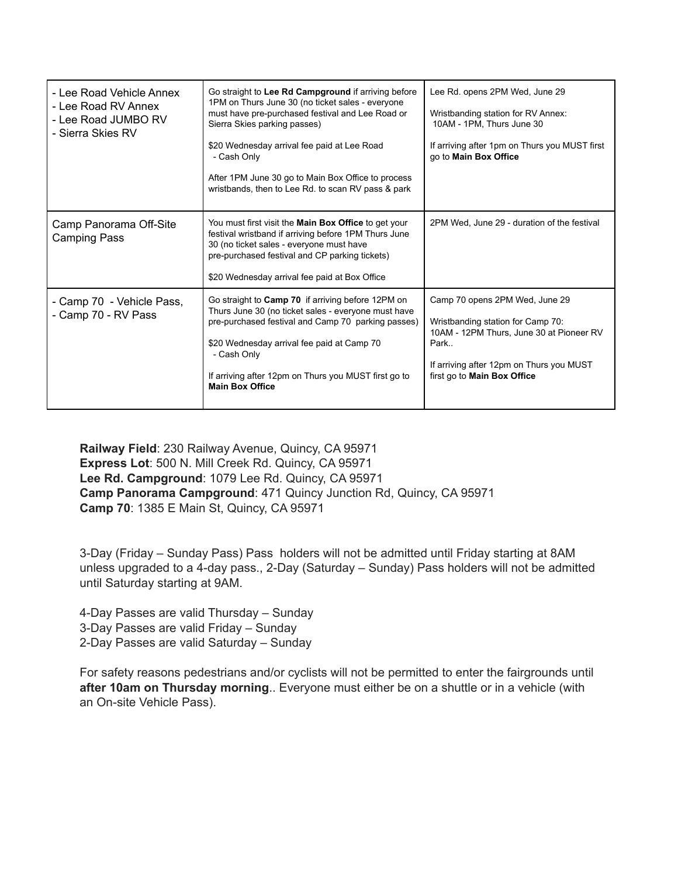| | | |
|---|---|---|
| - Lee Road Vehicle Annex<br>- Lee Road RV Annex<br>- Lee Road JUMBO RV<br>- Sierra Skies RV | Go straight to **Lee Rd Campground** if arriving before 1PM on Thurs June 30 (no ticket sales - everyone must have pre-purchased festival and Lee Road or Sierra Skies parking passes)<br><br>$20 Wednesday arrival fee paid at Lee Road<br>- Cash Only<br><br>After 1PM June 30 go to Main Box Office to process wristbands, then to Lee Rd. to scan RV pass & park | Lee Rd. opens 2PM Wed, June 29<br><br>Wristbanding station for RV Annex:<br>10AM - 1PM, Thurs June 30<br><br>If arriving after 1pm on Thurs you MUST first go to **Main Box Office** |
| Camp Panorama Off-Site Camping Pass | You must first visit the **Main Box Office** to get your festival wristband if arriving before 1PM Thurs June 30 (no ticket sales - everyone must have pre-purchased festival and CP parking tickets)<br><br>$20 Wednesday arrival fee paid at Box Office | 2PM Wed, June 29 - duration of the festival |
| - Camp 70 - Vehicle Pass,<br>- Camp 70 - RV Pass | Go straight to **Camp 70** if arriving before 12PM on Thurs June 30 (no ticket sales - everyone must have pre-purchased festival and Camp 70 parking passes)<br><br>$20 Wednesday arrival fee paid at Camp 70<br>- Cash Only<br><br>If arriving after 12pm on Thurs you MUST first go to **Main Box Office** | Camp 70 opens 2PM Wed, June 29<br><br>Wristbanding station for Camp 70:<br>10AM - 12PM Thurs, June 30 at Pioneer RV Park..<br><br>If arriving after 12pm on Thurs you MUST first go to **Main Box Office** |

**Railway Field**: 230 Railway Avenue, Quincy, CA 95971
**Express Lot**: 500 N. Mill Creek Rd. Quincy, CA 95971
**Lee Rd. Campground**: 1079 Lee Rd. Quincy, CA 95971
**Camp Panorama Campground**: 471 Quincy Junction Rd, Quincy, CA 95971
**Camp 70**: 1385 E Main St, Quincy, CA 95971

3-Day (Friday – Sunday Pass) Pass holders will not be admitted until Friday starting at 8AM unless upgraded to a 4-day pass., 2-Day (Saturday – Sunday) Pass holders will not be admitted until Saturday starting at 9AM.

4-Day Passes are valid Thursday – Sunday
3-Day Passes are valid Friday – Sunday
2-Day Passes are valid Saturday – Sunday

For safety reasons pedestrians and/or cyclists will not be permitted to enter the fairgrounds until **after 10am on Thursday morning**.. Everyone must either be on a shuttle or in a vehicle (with an On-site Vehicle Pass).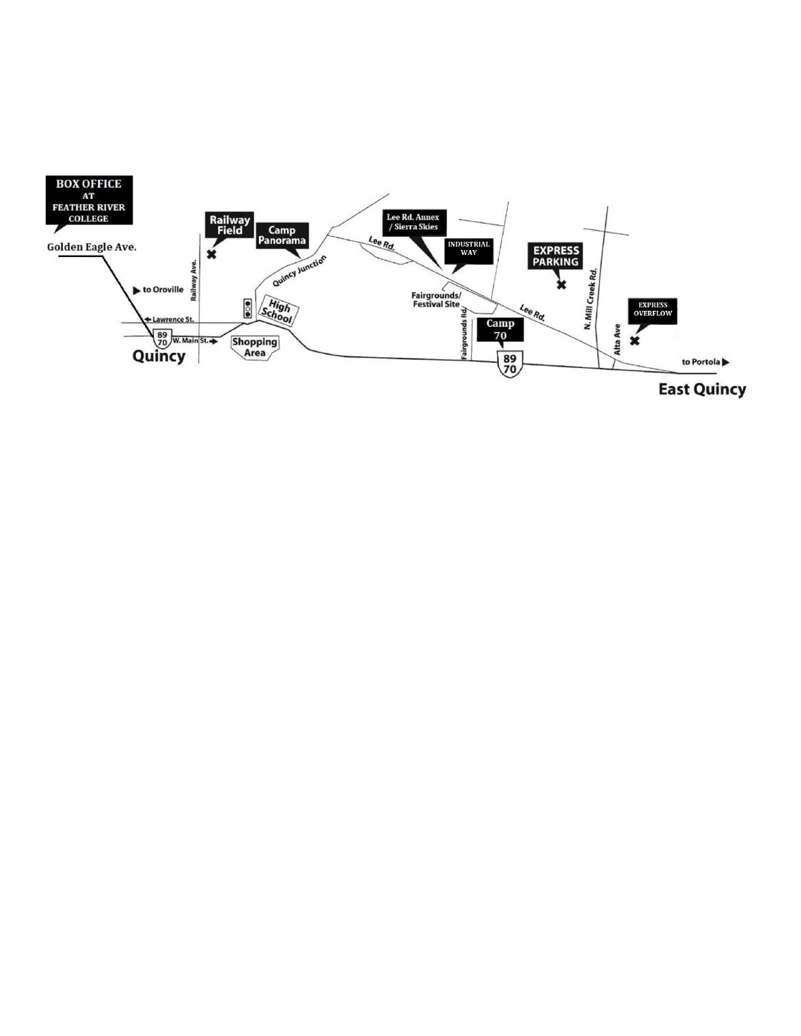BOX OFFICE AT FEATHER RIVER COLLEGE

Golden Eagle Ave.

Railway Field

Camp Panorama

Lee Rd. Annex / Sierra Skies

INDUSTRIAL WAY

EXPRESS PARKING

EXPRESS OVERFLOW

to Oroville

Railway Ave.

Quincy Junction

Lee Rd.

Lawrence St.

High School

Fairgrounds/ Festival Site

Fairgrounds Rd.

Camp 70

N. Mill Creek Rd.

Alta Ave

89 70

W. Main St.

Shopping Area

Quincy

to Portola

East Quincy